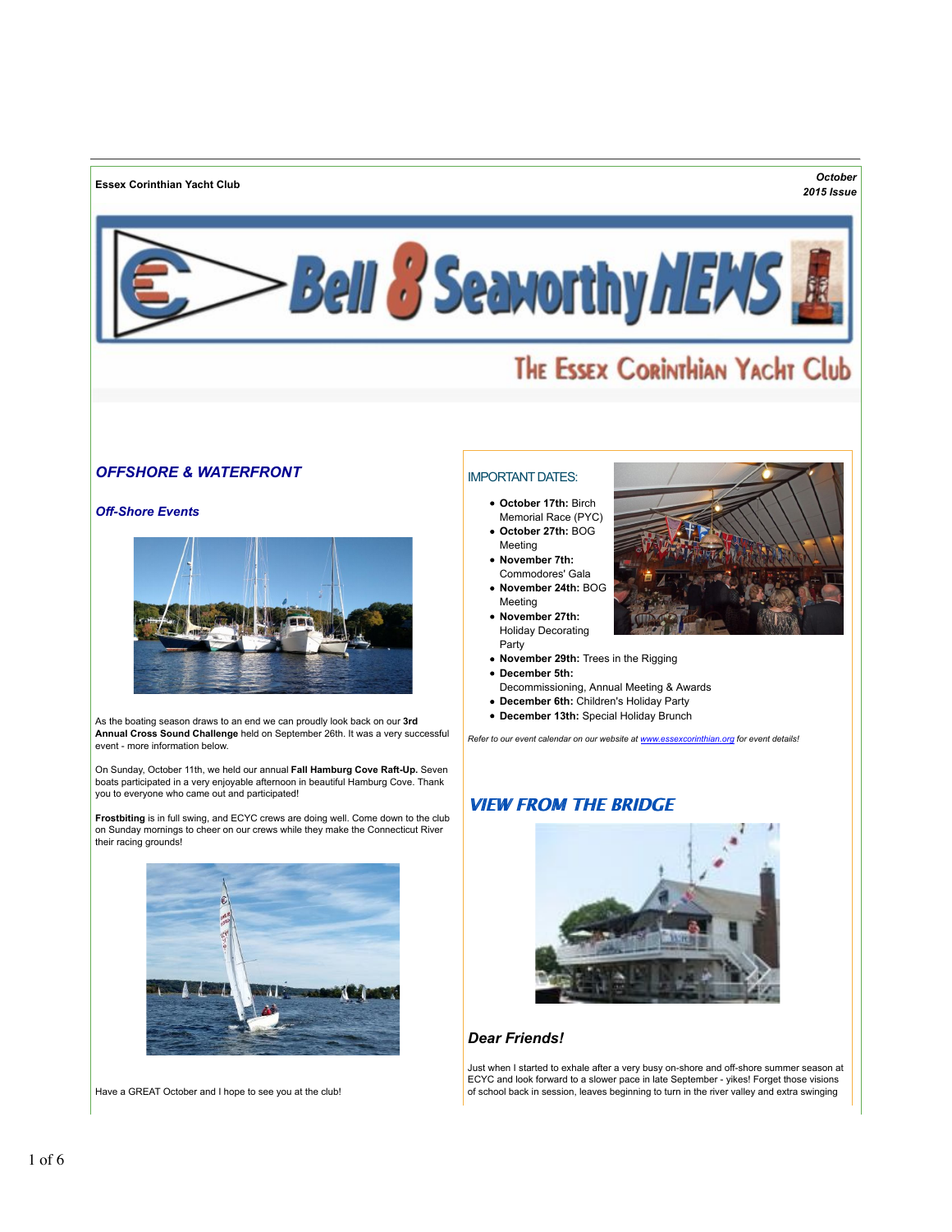**Essex Corinthian Yacht Club**

*October 2015 Issue*

# Bell 8 Seaworthy NEWS

## The Essex Corinthian Yacht Club

## *OFFSHORE & WATERFRONT*

### *Off-Shore Events*

As the boating season draws to an end we can proudly look back on our **3rd Annual Cross Sound Challenge** held on September 26th. It was a very successful event - more information below.

On Sunday, October 11th, we held our annual **Fall Hamburg Cove Raft-Up.** Seven boats participated in a very enjoyable afternoon in beautiful Hamburg Cove. Thank you to everyone who came out and participated!

**Frostbiting** is in full swing, and ECYC crews are doing well. Come down to the club on Sunday mornings to cheer on our crews while they make the Connecticut River their racing grounds!

Have a GREAT October and I hope to see you at the club!

## IMPORTANT DATES:

- **October 17th:** Birch Memorial Race (PYC)
- **October 27th:** BOG Meeting
- **November 7th:** Commodores' Gala
- **November 24th:** BOG Meeting
- **November 27th:** Holiday Decorating Party
- **November 29th:** Trees in the Rigging
- **December 5th:** Decommissioning, Annual Meeting & Awards
- **December 6th:** Children's Holiday Party
- **December 13th:** Special Holiday Brunch

*Refer to our event calendar on our website at www.essexcorinthian.org for event details!*

## *VIEW FROM THE BRIDGE*

### *Dear Friends!*

Just when I started to exhale after a very busy on-shore and off-shore summer season at ECYC and look forward to a slower pace in late September - yikes! Forget those visions of school back in session, leaves beginning to turn in the river valley and extra swinging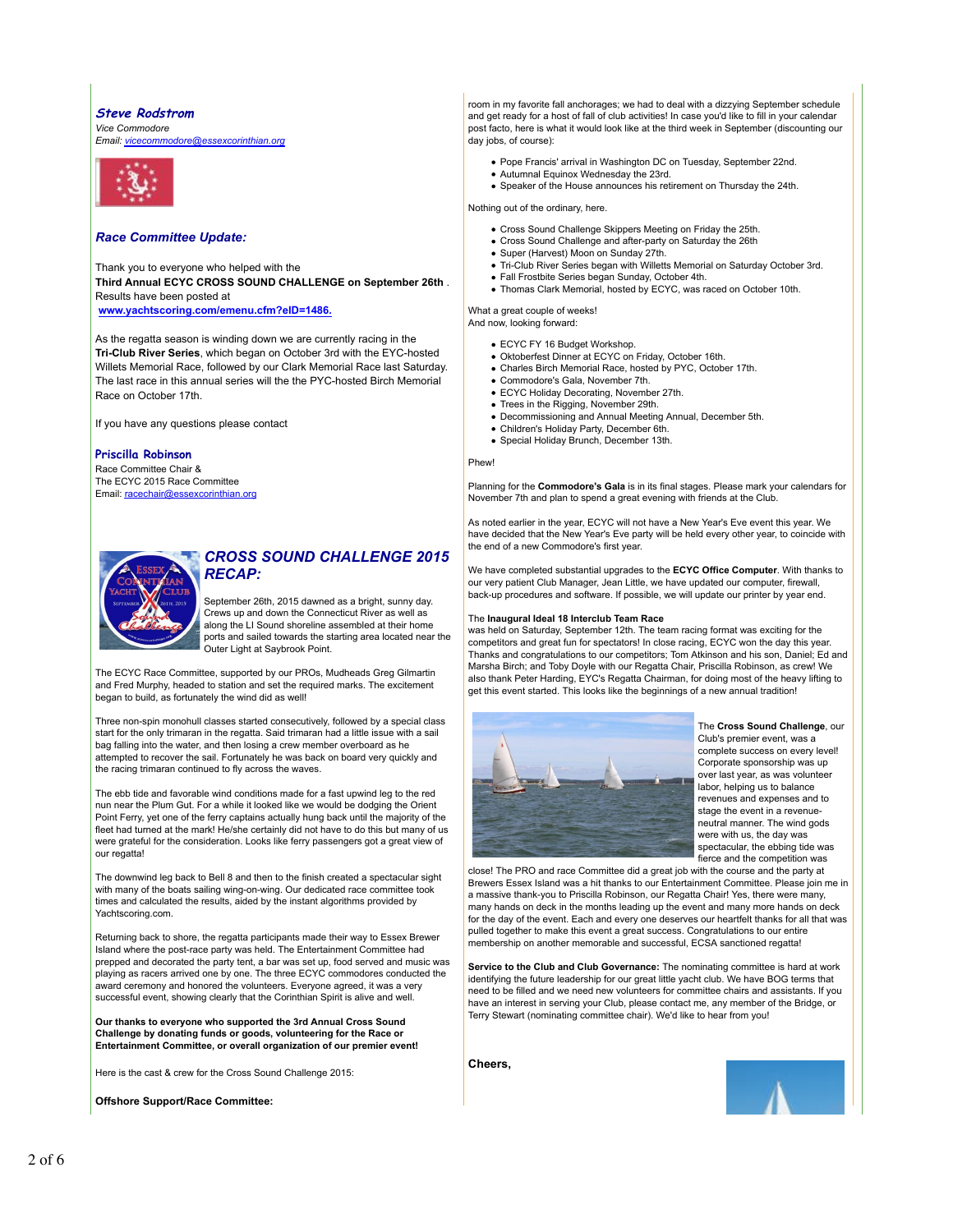### *Steve Rodstrom*

*Vice Commodore*
*Email: vicecommodore@essexcorinthian.org*

### *Race Committee Update:*

Thank you to everyone who helped with the
**Third Annual ECYC CROSS SOUND CHALLENGE on September 26th** .
Results have been posted at
**www.yachtscoring.com/emenu.cfm?eID=1486.**

As the regatta season is winding down we are currently racing in the **Tri-Club River Series**, which began on October 3rd with the EYC-hosted Willets Memorial Race, followed by our Clark Memorial Race last Saturday. The last race in this annual series will the the PYC-hosted Birch Memorial Race on October 17th.

If you have any questions please contact

**Priscilla Robinson**
Race Committee Chair &
The ECYC 2015 Race Committee
Email: racechair@essexcorinthian.org

## *CROSS SOUND CHALLENGE 2015 RECAP:*

September 26th, 2015 dawned as a bright, sunny day. Crews up and down the Connecticut River as well as along the LI Sound shoreline assembled at their home ports and sailed towards the starting area located near the Outer Light at Saybrook Point.

The ECYC Race Committee, supported by our PROs, Mudheads Greg Gilmartin and Fred Murphy, headed to station and set the required marks. The excitement began to build, as fortunately the wind did as well!

Three non-spin monohull classes started consecutively, followed by a special class start for the only trimaran in the regatta. Said trimaran had a little issue with a sail bag falling into the water, and then losing a crew member overboard as he attempted to recover the sail. Fortunately he was back on board very quickly and the racing trimaran continued to fly across the waves.

The ebb tide and favorable wind conditions made for a fast upwind leg to the red nun near the Plum Gut. For a while it looked like we would be dodging the Orient Point Ferry, yet one of the ferry captains actually hung back until the majority of the fleet had turned at the mark! He/she certainly did not have to do this but many of us were grateful for the consideration. Looks like ferry passengers got a great view of our regatta!

The downwind leg back to Bell 8 and then to the finish created a spectacular sight with many of the boats sailing wing-on-wing. Our dedicated race committee took times and calculated the results, aided by the instant algorithms provided by Yachtscoring.com.

Returning back to shore, the regatta participants made their way to Essex Brewer Island where the post-race party was held. The Entertainment Committee had prepped and decorated the party tent, a bar was set up, food served and music was playing as racers arrived one by one. The three ECYC commodores conducted the award ceremony and honored the volunteers. Everyone agreed, it was a very successful event, showing clearly that the Corinthian Spirit is alive and well.

**Our thanks to everyone who supported the 3rd Annual Cross Sound Challenge by donating funds or goods, volunteering for the Race or Entertainment Committee, or overall organization of our premier event!**

Here is the cast & crew for the Cross Sound Challenge 2015:

**Offshore Support/Race Committee:**

room in my favorite fall anchorages; we had to deal with a dizzying September schedule and get ready for a host of fall of club activities! In case you'd like to fill in your calendar post facto, here is what it would look like at the third week in September (discounting our day jobs, of course):

- Pope Francis' arrival in Washington DC on Tuesday, September 22nd.
- Autumnal Equinox Wednesday the 23rd.
- Speaker of the House announces his retirement on Thursday the 24th.

Nothing out of the ordinary, here.

- Cross Sound Challenge Skippers Meeting on Friday the 25th.
- Cross Sound Challenge and after-party on Saturday the 26th
- Super (Harvest) Moon on Sunday 27th.
- Tri-Club River Series began with Willetts Memorial on Saturday October 3rd.
- Fall Frostbite Series began Sunday, October 4th.
- Thomas Clark Memorial, hosted by ECYC, was raced on October 10th.

What a great couple of weeks!
And now, looking forward:

- ECYC FY 16 Budget Workshop.
- Oktoberfest Dinner at ECYC on Friday, October 16th.
- Charles Birch Memorial Race, hosted by PYC, October 17th.
- Commodore's Gala, November 7th.
- ECYC Holiday Decorating, November 27th.
- Trees in the Rigging, November 29th.
- Decommissioning and Annual Meeting Annual, December 5th.
- Children's Holiday Party, December 6th.
- Special Holiday Brunch, December 13th.

Phew!

Planning for the **Commodore's Gala** is in its final stages. Please mark your calendars for November 7th and plan to spend a great evening with friends at the Club.

As noted earlier in the year, ECYC will not have a New Year's Eve event this year. We have decided that the New Year's Eve party will be held every other year, to coincide with the end of a new Commodore's first year.

We have completed substantial upgrades to the **ECYC Office Computer**. With thanks to our very patient Club Manager, Jean Little, we have updated our computer, firewall, back-up procedures and software. If possible, we will update our printer by year end.

The **Inaugural Ideal 18 Interclub Team Race**
was held on Saturday, September 12th. The team racing format was exciting for the competitors and great fun for spectators! In close racing, ECYC won the day this year. Thanks and congratulations to our competitors; Tom Atkinson and his son, Daniel; Ed and Marsha Birch; and Toby Doyle with our Regatta Chair, Priscilla Robinson, as crew! We also thank Peter Harding, EYC's Regatta Chairman, for doing most of the heavy lifting to get this event started. This looks like the beginnings of a new annual tradition!

The **Cross Sound Challenge**, our Club's premier event, was a complete success on every level! Corporate sponsorship was up over last year, as was volunteer labor, helping us to balance revenues and expenses and to stage the event in a revenue-neutral manner. The wind gods were with us, the day was spectacular, the ebbing tide was fierce and the competition was close! The PRO and race committee did a great job with the course and the party at Brewers Essex Island was a hit thanks to our Entertainment Committee. Please join me in a massive thank-you to Priscilla Robinson, our Regatta Chair! Yes, there were many, many hands on deck in the months leading up the event and many more hands on deck for the day of the event. Each and every one deserves our heartfelt thanks for all that was pulled together to make this event a great success. Congratulations to our entire membership on another memorable and successful, ECSA sanctioned regatta!

**Service to the Club and Club Governance:** The nominating committee is hard at work identifying the future leadership for our great little yacht club. We have BOG terms that need to be filled and we need new volunteers for committee chairs and assistants. If you have an interest in serving your Club, please contact me, any member of the Bridge, or Terry Stewart (nominating committee chair). We'd like to hear from you!

**Cheers,**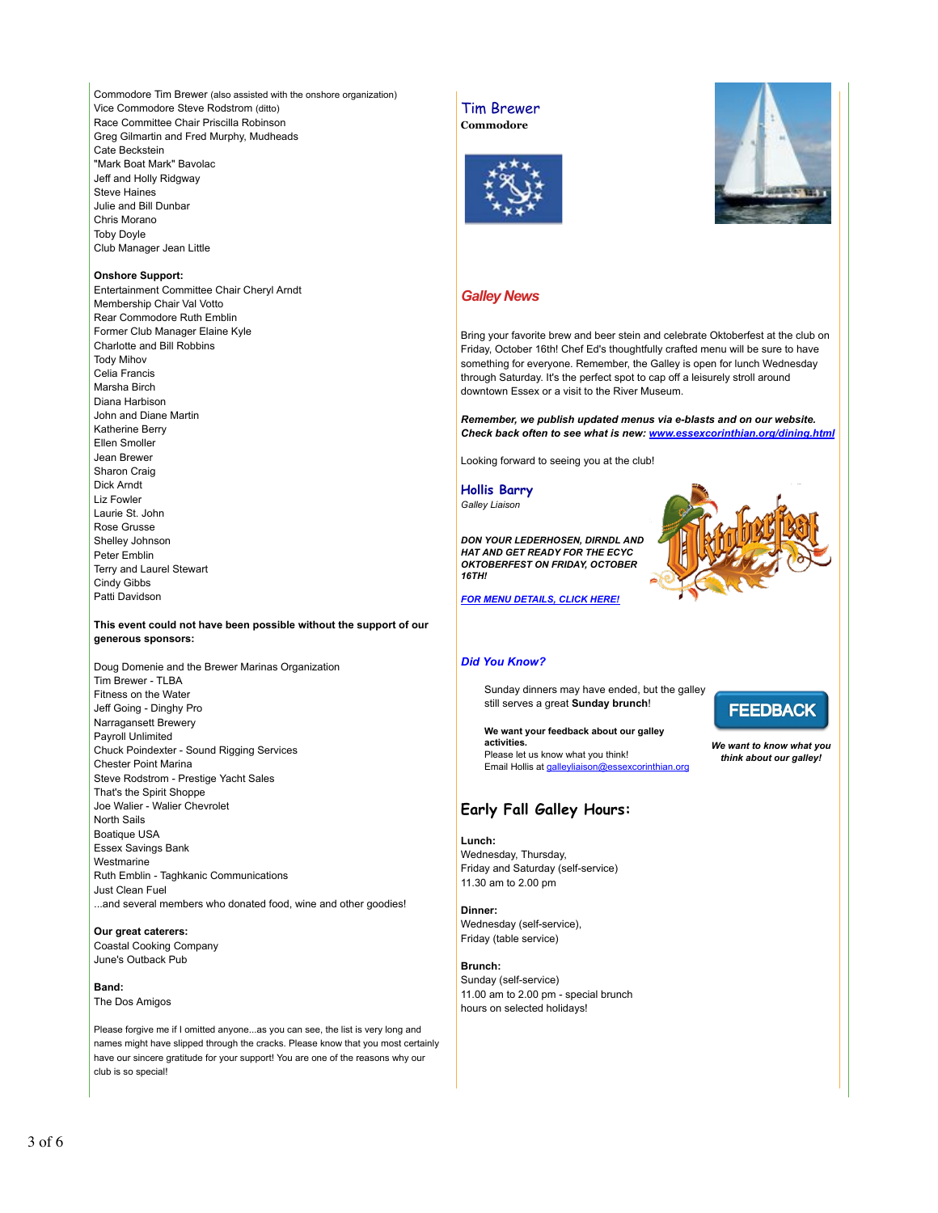Commodore Tim Brewer (also assisted with the onshore organization)
Vice Commodore Steve Rodstrom (ditto)
Race Committee Chair Priscilla Robinson
Greg Gilmartin and Fred Murphy, Mudheads
Cate Beckstein
"Mark Boat Mark" Bavolac
Jeff and Holly Ridgway
Steve Haines
Julie and Bill Dunbar
Chris Morano
Toby Doyle
Club Manager Jean Little

**Onshore Support:**
Entertainment Committee Chair Cheryl Arndt
Membership Chair Val Votto
Rear Commodore Ruth Emblin
Former Club Manager Elaine Kyle
Charlotte and Bill Robbins
Tody Mihov
Celia Francis
Marsha Birch
Diana Harbison
John and Diane Martin
Katherine Berry
Ellen Smoller
Jean Brewer
Sharon Craig
Dick Arndt
Liz Fowler
Laurie St. John
Rose Grusse
Shelley Johnson
Peter Emblin
Terry and Laurel Stewart
Cindy Gibbs
Patti Davidson

**This event could not have been possible without the support of our generous sponsors:**

Doug Domenie and the Brewer Marinas Organization
Tim Brewer - TLBA
Fitness on the Water
Jeff Going - Dinghy Pro
Narragansett Brewery
Payroll Unlimited
Chuck Poindexter - Sound Rigging Services
Chester Point Marina
Steve Rodstrom - Prestige Yacht Sales
That's the Spirit Shoppe
Joe Walier - Walier Chevrolet
North Sails
Boatique USA
Essex Savings Bank
Westmarine
Ruth Emblin - Taghkanic Communications
Just Clean Fuel
...and several members who donated food, wine and other goodies!

**Our great caterers:**
Coastal Cooking Company
June's Outback Pub

**Band:**
The Dos Amigos

Please forgive me if I omitted anyone...as you can see, the list is very long and names might have slipped through the cracks. Please know that you most certainly have our sincere gratitude for your support! You are one of the reasons why our club is so special!

**Tim Brewer**
**Commodore**

## *Galley News*

Bring your favorite brew and beer stein and celebrate Oktoberfest at the club on Friday, October 16th! Chef Ed's thoughtfully crafted menu will be sure to have something for everyone. Remember, the Galley is open for lunch Wednesday through Saturday. It's the perfect spot to cap off a leisurely stroll around downtown Essex or a visit to the River Museum.

***Remember, we publish updated menus via e-blasts and on our website. Check back often to see what is new: www.essexcorinthian.org/dining.html***

Looking forward to seeing you at the club!

**Hollis Barry**
*Galley Liaison*

***DON YOUR LEDERHOSEN, DIRNDL AND HAT AND GET READY FOR THE ECYC OKTOBERFEST ON FRIDAY, OCTOBER 16TH!***

***FOR MENU DETAILS, CLICK HERE!***

## *Did You Know?*

Sunday dinners may have ended, but the galley still serves a great **Sunday brunch**!

**We want your feedback about our galley activities.**
Please let us know what you think!
Email Hollis at galleyliaison@essexcorinthian.org

FEEDBACK

***We want to know what you think about our galley!***

## Early Fall Galley Hours:

**Lunch:**
Wednesday, Thursday,
Friday and Saturday (self-service)
11.30 am to 2.00 pm

**Dinner:**
Wednesday (self-service),
Friday (table service)

**Brunch:**
Sunday (self-service)
11.00 am to 2.00 pm - special brunch hours on selected holidays!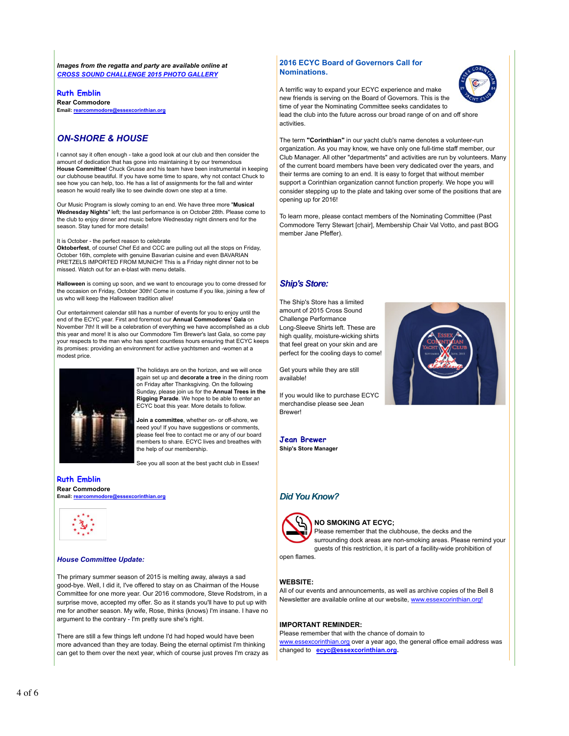***Images from the regatta and party are available online at [CROSS SOUND CHALLENGE 2015 PHOTO GALLERY]***

### Ruth Emblin

**Rear Commodore**
**Email: rearcommodore@essexcorinthian.org**

## *ON-SHORE & HOUSE*

I cannot say it often enough - take a good look at our club and then consider the amount of dedication that has gone into maintaining it by our tremendous **House Committee**! Chuck Grusse and his team have been instrumental in keeping our clubhouse beautiful. If you have some time to spare, why not contact Chuck to see how you can help, too. He has a list of assignments for the fall and winter season he would really like to see dwindle down one step at a time.

Our Music Program is slowly coming to an end. We have three more "**Musical Wednesday Nights**" left; the last performance is on October 28th. Please come to the club to enjoy dinner and music before Wednesday night dinners end for the season. Stay tuned for more details!

It is October - the perfect reason to celebrate
**Oktoberfest**, of course! Chef Ed and CCC are pulling out all the stops on Friday, October 16th, complete with genuine Bavarian cuisine and even BAVARIAN PRETZELS IMPORTED FROM MUNICH! This is a Friday night dinner not to be missed. Watch out for an e-blast with menu details.

**Halloween** is coming up soon, and we want to encourage you to come dressed for the occasion on Friday, October 30th! Come in costume if you like, joining a few of us who will keep the Halloween tradition alive!

Our entertainment calendar still has a number of events for you to enjoy until the end of the ECYC year. First and foremost our **Annual Commodores' Gala** on November 7th! It will be a celebration of everything we have accomplished as a club this year and more! It is also our Commodore Tim Brewer's last Gala, so come pay your respects to the man who has spent countless hours ensuring that ECYC keeps its promises: providing an environment for active yachtsmen and -women at a modest price.

The holidays are on the horizon, and we will once again set up and **decorate a tree** in the dining room on Friday after Thanksgiving. On the following Sunday, please join us for the **Annual Trees in the Rigging Parade**. We hope to be able to enter an ECYC boat this year. More details to follow.

**Join a committee**, whether on- or off-shore, we need you! If you have suggestions or comments, please feel free to contact me or any of our board members to share. ECYC lives and breathes with the help of our membership.

See you all soon at the best yacht club in Essex!

### Ruth Emblin

**Rear Commodore**
**Email: rearcommodore@essexcorinthian.org**

### *House Committee Update:*

The primary summer season of 2015 is melting away, always a sad good-bye. Well, I did it, I've offered to stay on as Chairman of the House Committee for one more year. Our 2016 commodore, Steve Rodstrom, in a surprise move, accepted my offer. So as it stands you'll have to put up with me for another season. My wife, Rose, thinks (knows) I'm insane. I have no argument to the contrary - I'm pretty sure she's right.

There are still a few things left undone I'd had hoped would have been more advanced than they are today. Being the eternal optimist I'm thinking can get to them over the next year, which of course just proves I'm crazy as

## 2016 ECYC Board of Governors Call for Nominations.

A terrific way to expand your ECYC experience and make new friends is serving on the Board of Governors. This is the time of year the Nominating Committee seeks candidates to lead the club into the future across our broad range of on and off shore activities.

The term **"Corinthian"** in our yacht club's name denotes a volunteer-run organization. As you may know, we have only one full-time staff member, our Club Manager. All other "departments" and activities are run by volunteers. Many of the current board members have been very dedicated over the years, and their terms are coming to an end. It is easy to forget that without member support a Corinthian organization cannot function properly. We hope you will consider stepping up to the plate and taking over some of the positions that are opening up for 2016!

To learn more, please contact members of the Nominating Committee (Past Commodore Terry Stewart [chair], Membership Chair Val Votto, and past BOG member Jane Pfeffer).

## *Ship's Store:*

The Ship's Store has a limited amount of 2015 Cross Sound Challenge Performance Long-Sleeve Shirts left. These are high quality, moisture-wicking shirts that feel great on your skin and are perfect for the cooling days to come!

Get yours while they are still available!

If you would like to purchase ECYC merchandise please see Jean Brewer!

### Jean Brewer

**Ship's Store Manager**

## *Did You Know?*

**NO SMOKING AT ECYC;**
Please remember that the clubhouse, the decks and the surrounding dock areas are non-smoking areas. Please remind your guests of this restriction, it is part of a facility-wide prohibition of open flames.

**WEBSITE:**
All of our events and announcements, as well as archive copies of the Bell 8 Newsletter are available online at our website, www.essexcorinthian.org!

**IMPORTANT REMINDER:**
Please remember that with the chance of domain to www.essexcorinthian.org over a year ago, the general office email address was changed to **ecyc@essexcorinthian.org**.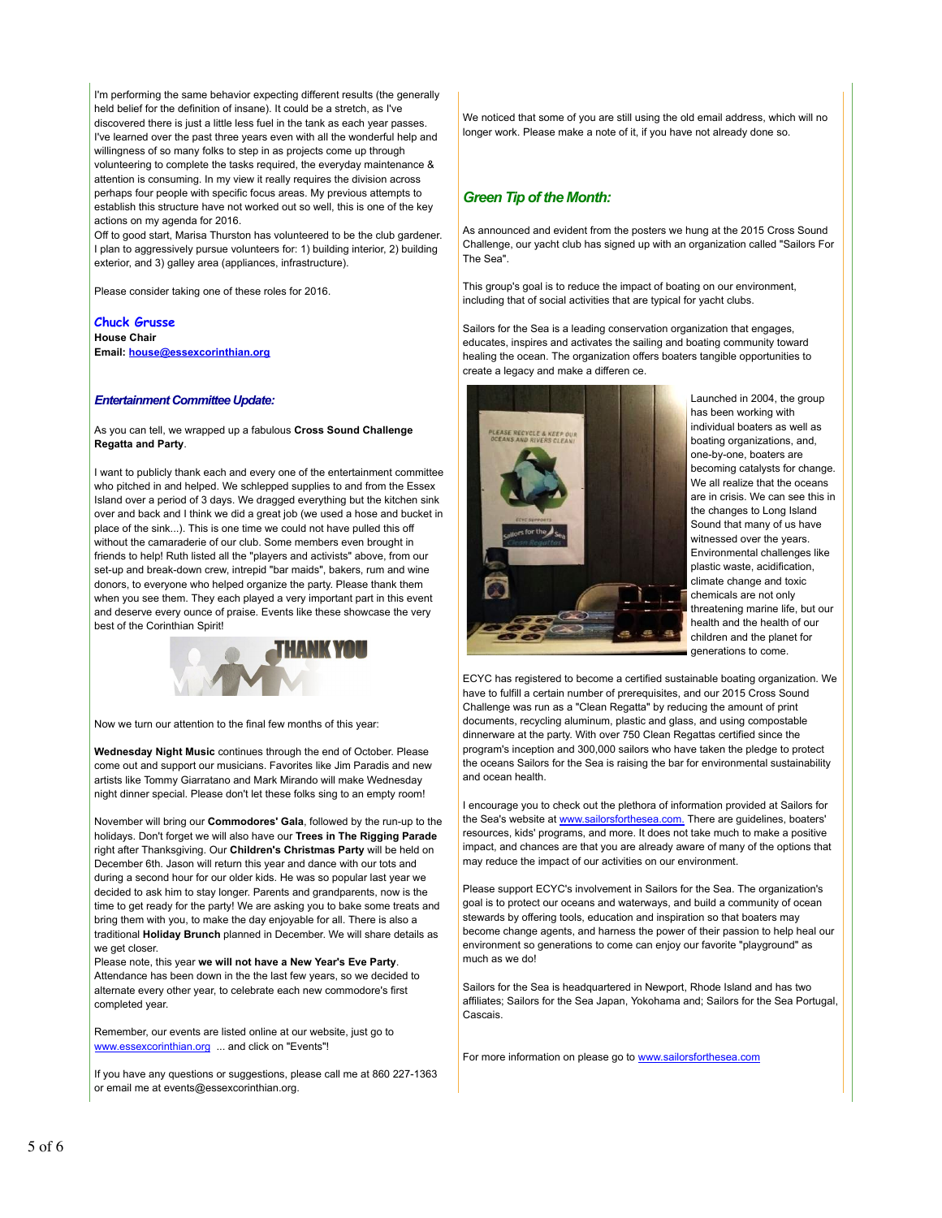I'm performing the same behavior expecting different results (the generally held belief for the definition of insane). It could be a stretch, as I've discovered there is just a little less fuel in the tank as each year passes. I've learned over the past three years even with all the wonderful help and willingness of so many folks to step in as projects come up through volunteering to complete the tasks required, the everyday maintenance & attention is consuming. In my view it really requires the division across perhaps four people with specific focus areas. My previous attempts to establish this structure have not worked out so well, this is one of the key actions on my agenda for 2016.
Off to good start, Marisa Thurston has volunteered to be the club gardener. I plan to aggressively pursue volunteers for: 1) building interior, 2) building exterior, and 3) galley area (appliances, infrastructure).

Please consider taking one of these roles for 2016.

**Chuck Grusse**
**House Chair**
**Email: house@essexcorinthian.org**

### *Entertainment Committee Update:*

As you can tell, we wrapped up a fabulous **Cross Sound Challenge Regatta and Party**.

I want to publicly thank each and every one of the entertainment committee who pitched in and helped. We schlepped supplies to and from the Essex Island over a period of 3 days. We dragged everything but the kitchen sink over and back and I think we did a great job (we used a hose and bucket in place of the sink...). This is one time we could not have pulled this off without the camaraderie of our club. Some members even brought in friends to help! Ruth listed all the "players and activists" above, from our set-up and break-down crew, intrepid "bar maids", bakers, rum and wine donors, to everyone who helped organize the party. Please thank them when you see them. They each played a very important part in this event and deserve every ounce of praise. Events like these showcase the very best of the Corinthian Spirit!

THANK YOU

Now we turn our attention to the final few months of this year:

**Wednesday Night Music** continues through the end of October. Please come out and support our musicians. Favorites like Jim Paradis and new artists like Tommy Giarratano and Mark Mirando will make Wednesday night dinner special. Please don't let these folks sing to an empty room!

November will bring our **Commodores' Gala**, followed by the run-up to the holidays. Don't forget we will also have our **Trees in The Rigging Parade** right after Thanksgiving. Our **Children's Christmas Party** will be held on December 6th. Jason will return this year and dance with our tots and during a second hour for our older kids. He was so popular last year we decided to ask him to stay longer. Parents and grandparents, now is the time to get ready for the party! We are asking you to bake some treats and bring them with you, to make the day enjoyable for all. There is also a traditional **Holiday Brunch** planned in December. We will share details as we get closer.
Please note, this year **we will not have a New Year's Eve Party**. Attendance has been down in the the last few years, so we decided to alternate every other year, to celebrate each new commodore's first completed year.

Remember, our events are listed online at our website, just go to www.essexcorinthian.org ... and click on "Events"!

If you have any questions or suggestions, please call me at 860 227-1363 or email me at events@essexcorinthian.org.

We noticed that some of you are still using the old email address, which will no longer work. Please make a note of it, if you have not already done so.

### *Green Tip of the Month:*

As announced and evident from the posters we hung at the 2015 Cross Sound Challenge, our yacht club has signed up with an organization called "Sailors For The Sea".

This group's goal is to reduce the impact of boating on our environment, including that of social activities that are typical for yacht clubs.

Sailors for the Sea is a leading conservation organization that engages, educates, inspires and activates the sailing and boating community toward healing the ocean. The organization offers boaters tangible opportunities to create a legacy and make a differen ce.

Launched in 2004, the group has been working with individual boaters as well as boating organizations, and, one-by-one, boaters are becoming catalysts for change. We all realize that the oceans are in crisis. We can see this in the changes to Long Island Sound that many of us have witnessed over the years. Environmental challenges like plastic waste, acidification, climate change and toxic chemicals are not only threatening marine life, but our health and the health of our children and the planet for generations to come.

ECYC has registered to become a certified sustainable boating organization. We have to fulfill a certain number of prerequisites, and our 2015 Cross Sound Challenge was run as a "Clean Regatta" by reducing the amount of print documents, recycling aluminum, plastic and glass, and using compostable dinnerware at the party. With over 750 Clean Regattas certified since the program's inception and 300,000 sailors who have taken the pledge to protect the oceans Sailors for the Sea is raising the bar for environmental sustainability and ocean health.

I encourage you to check out the plethora of information provided at Sailors for the Sea's website at www.sailorsforthesea.com. There are guidelines, boaters' resources, kids' programs, and more. It does not take much to make a positive impact, and chances are that you are already aware of many of the options that may reduce the impact of our activities on our environment.

Please support ECYC's involvement in Sailors for the Sea. The organization's goal is to protect our oceans and waterways, and build a community of ocean stewards by offering tools, education and inspiration so that boaters may become change agents, and harness the power of their passion to help heal our environment so generations to come can enjoy our favorite "playground" as much as we do!

Sailors for the Sea is headquartered in Newport, Rhode Island and has two affiliates; Sailors for the Sea Japan, Yokohama and; Sailors for the Sea Portugal, Cascais.

For more information on please go to www.sailorsforthesea.com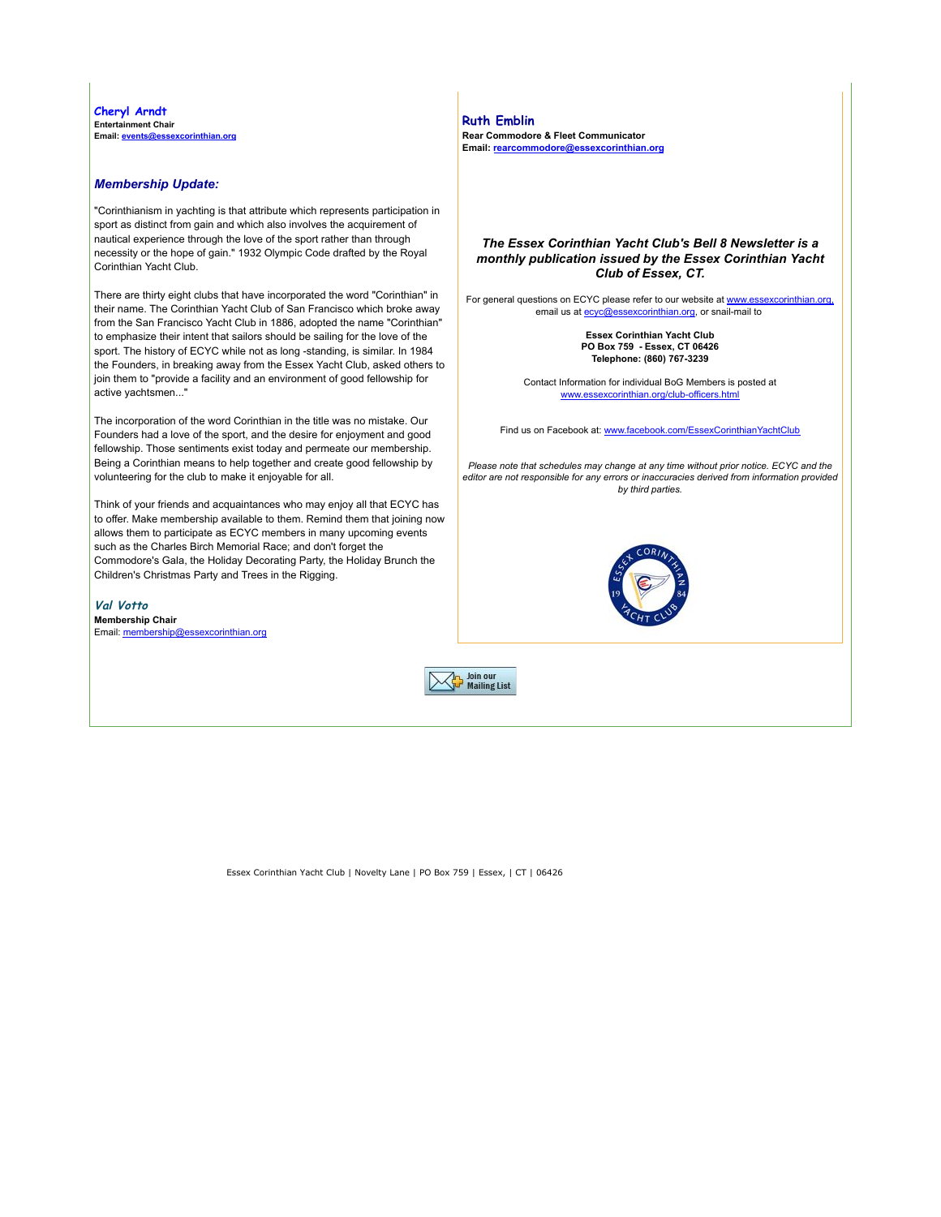**Cheryl Arndt**
**Entertainment Chair**
**Email: events@essexcorinthian.org**

### *Membership Update:*

"Corinthianism in yachting is that attribute which represents participation in sport as distinct from gain and which also involves the acquirement of nautical experience through the love of the sport rather than through necessity or the hope of gain." 1932 Olympic Code drafted by the Royal Corinthian Yacht Club.

There are thirty eight clubs that have incorporated the word "Corinthian" in their name. The Corinthian Yacht Club of San Francisco which broke away from the San Francisco Yacht Club in 1886, adopted the name "Corinthian" to emphasize their intent that sailors should be sailing for the love of the sport. The history of ECYC while not as long -standing, is similar. In 1984 the Founders, in breaking away from the Essex Yacht Club, asked others to join them to "provide a facility and an environment of good fellowship for active yachtsmen..."

The incorporation of the word Corinthian in the title was no mistake. Our Founders had a love of the sport, and the desire for enjoyment and good fellowship. Those sentiments exist today and permeate our membership. Being a Corinthian means to help together and create good fellowship by volunteering for the club to make it enjoyable for all.

Think of your friends and acquaintances who may enjoy all that ECYC has to offer. Make membership available to them. Remind them that joining now allows them to participate as ECYC members in many upcoming events such as the Charles Birch Memorial Race; and don't forget the Commodore's Gala, the Holiday Decorating Party, the Holiday Brunch the Children's Christmas Party and Trees in the Rigging.

***Val Votto***
**Membership Chair**
Email: membership@essexcorinthian.org

**Ruth Emblin**
**Rear Commodore & Fleet Communicator**
**Email: rearcommodore@essexcorinthian.org**

***The Essex Corinthian Yacht Club's Bell 8 Newsletter is a monthly publication issued by the Essex Corinthian Yacht Club of Essex, CT.***

For general questions on ECYC please refer to our website at www.essexcorinthian.org, email us at ecyc@essexcorinthian.org, or snail-mail to

**Essex Corinthian Yacht Club**
**PO Box 759 - Essex, CT 06426**
**Telephone: (860) 767-3239**

Contact Information for individual BoG Members is posted at www.essexcorinthian.org/club-officers.html

Find us on Facebook at: www.facebook.com/EssexCorinthianYachtClub

*Please note that schedules may change at any time without prior notice. ECYC and the editor are not responsible for any errors or inaccuracies derived from information provided by third parties.*

Join our Mailing List

Essex Corinthian Yacht Club | Novelty Lane | PO Box 759 | Essex, | CT | 06426